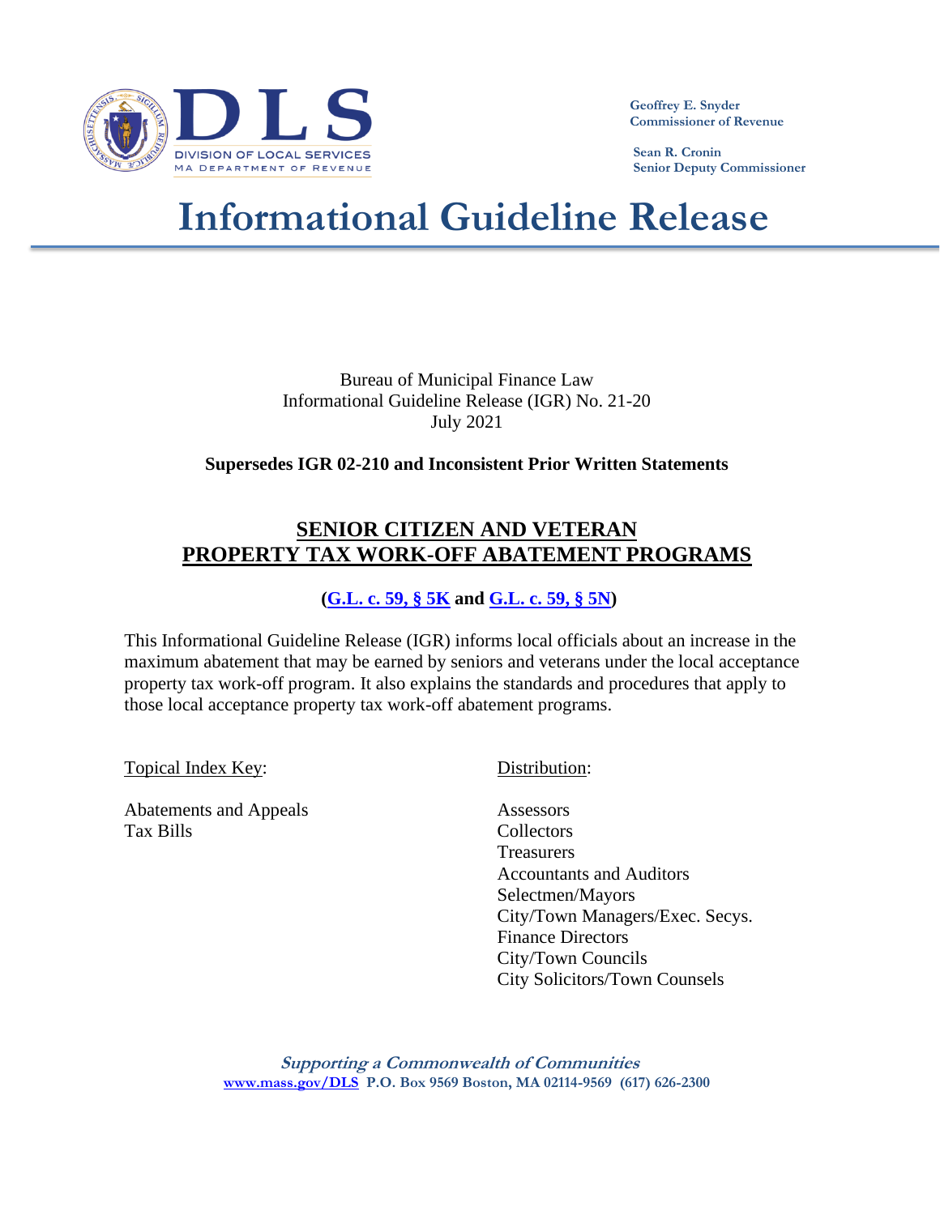Geoffrey E. Snyder
Commissioner of Revenue

Sean R. Cronin
Senior Deputy Commissioner

# Informational Guideline Release

Bureau of Municipal Finance Law
Informational Guideline Release (IGR) No. 21-20
July 2021

**Supersedes IGR 02-210 and Inconsistent Prior Written Statements**

## SENIOR CITIZEN AND VETERAN PROPERTY TAX WORK-OFF ABATEMENT PROGRAMS

**(G.L. c. 59, § 5K and G.L. c. 59, § 5N)**

This Informational Guideline Release (IGR) informs local officials about an increase in the maximum abatement that may be earned by seniors and veterans under the local acceptance property tax work-off program. It also explains the standards and procedures that apply to those local acceptance property tax work-off abatement programs.

Topical Index Key:

Abatements and Appeals
Tax Bills

Distribution:

Assessors
Collectors
Treasurers
Accountants and Auditors
Selectmen/Mayors
City/Town Managers/Exec. Secys.
Finance Directors
City/Town Councils
City Solicitors/Town Counsels

*Supporting a Commonwealth of Communities*
www.mass.gov/DLS P.O. Box 9569 Boston, MA 02114-9569 (617) 626-2300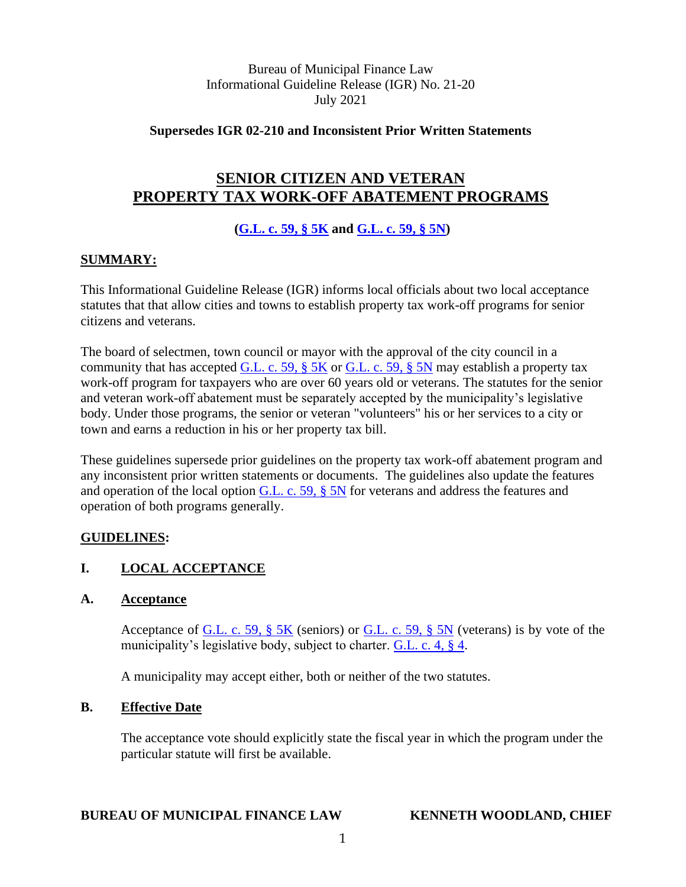Bureau of Municipal Finance Law
Informational Guideline Release (IGR) No. 21-20
July 2021

**Supersedes IGR 02-210 and Inconsistent Prior Written Statements**

# SENIOR CITIZEN AND VETERAN PROPERTY TAX WORK-OFF ABATEMENT PROGRAMS

**(G.L. c. 59, § 5K and G.L. c. 59, § 5N)**

## SUMMARY:

This Informational Guideline Release (IGR) informs local officials about two local acceptance statutes that that allow cities and towns to establish property tax work-off programs for senior citizens and veterans.

The board of selectmen, town council or mayor with the approval of the city council in a community that has accepted G.L. c. 59, § 5K or G.L. c. 59, § 5N may establish a property tax work-off program for taxpayers who are over 60 years old or veterans. The statutes for the senior and veteran work-off abatement must be separately accepted by the municipality's legislative body. Under those programs, the senior or veteran "volunteers" his or her services to a city or town and earns a reduction in his or her property tax bill.

These guidelines supersede prior guidelines on the property tax work-off abatement program and any inconsistent prior written statements or documents. The guidelines also update the features and operation of the local option G.L. c. 59, § 5N for veterans and address the features and operation of both programs generally.

## GUIDELINES:

### I. LOCAL ACCEPTANCE

#### A. Acceptance

Acceptance of G.L. c. 59, § 5K (seniors) or G.L. c. 59, § 5N (veterans) is by vote of the municipality's legislative body, subject to charter. G.L. c. 4, § 4.

A municipality may accept either, both or neither of the two statutes.

#### B. Effective Date

The acceptance vote should explicitly state the fiscal year in which the program under the particular statute will first be available.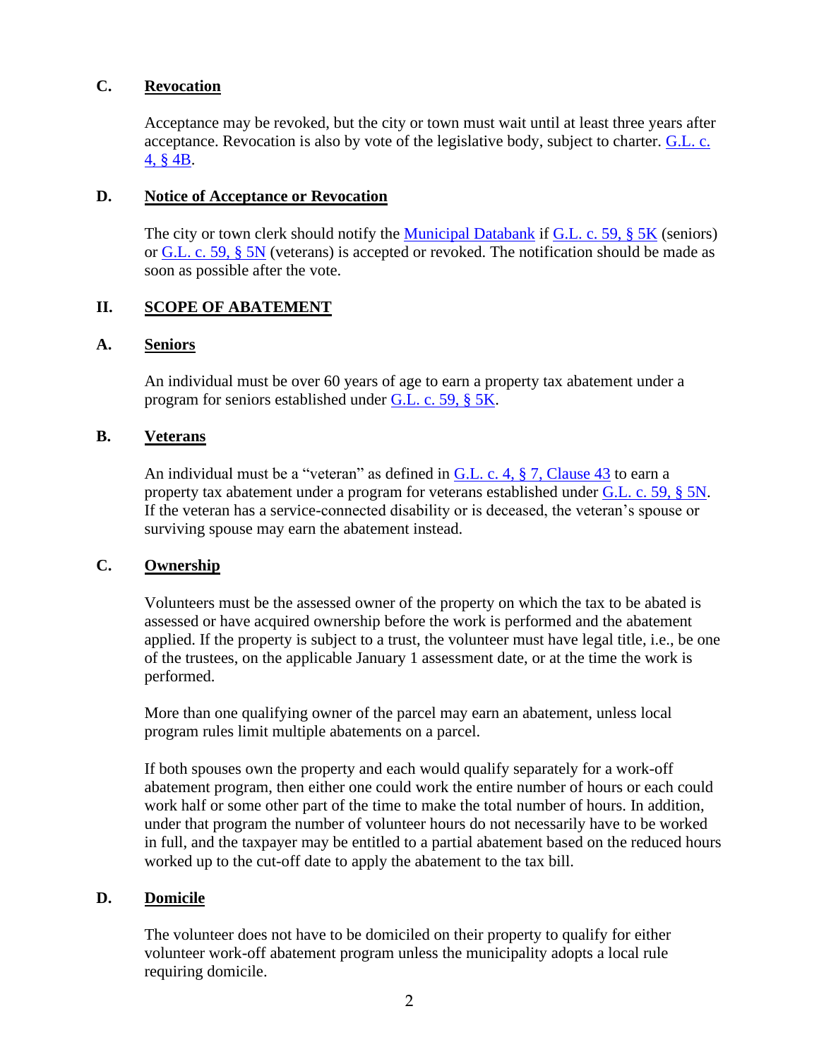### C. Revocation

Acceptance may be revoked, but the city or town must wait until at least three years after acceptance. Revocation is also by vote of the legislative body, subject to charter. G.L. c. 4, § 4B.

### D. Notice of Acceptance or Revocation

The city or town clerk should notify the Municipal Databank if G.L. c. 59, § 5K (seniors) or G.L. c. 59, § 5N (veterans) is accepted or revoked. The notification should be made as soon as possible after the vote.

## II. SCOPE OF ABATEMENT

### A. Seniors

An individual must be over 60 years of age to earn a property tax abatement under a program for seniors established under G.L. c. 59, § 5K.

### B. Veterans

An individual must be a "veteran" as defined in G.L. c. 4, § 7, Clause 43 to earn a property tax abatement under a program for veterans established under G.L. c. 59, § 5N. If the veteran has a service-connected disability or is deceased, the veteran's spouse or surviving spouse may earn the abatement instead.

### C. Ownership

Volunteers must be the assessed owner of the property on which the tax to be abated is assessed or have acquired ownership before the work is performed and the abatement applied. If the property is subject to a trust, the volunteer must have legal title, i.e., be one of the trustees, on the applicable January 1 assessment date, or at the time the work is performed.

More than one qualifying owner of the parcel may earn an abatement, unless local program rules limit multiple abatements on a parcel.

If both spouses own the property and each would qualify separately for a work-off abatement program, then either one could work the entire number of hours or each could work half or some other part of the time to make the total number of hours. In addition, under that program the number of volunteer hours do not necessarily have to be worked in full, and the taxpayer may be entitled to a partial abatement based on the reduced hours worked up to the cut-off date to apply the abatement to the tax bill.

### D. Domicile

The volunteer does not have to be domiciled on their property to qualify for either volunteer work-off abatement program unless the municipality adopts a local rule requiring domicile.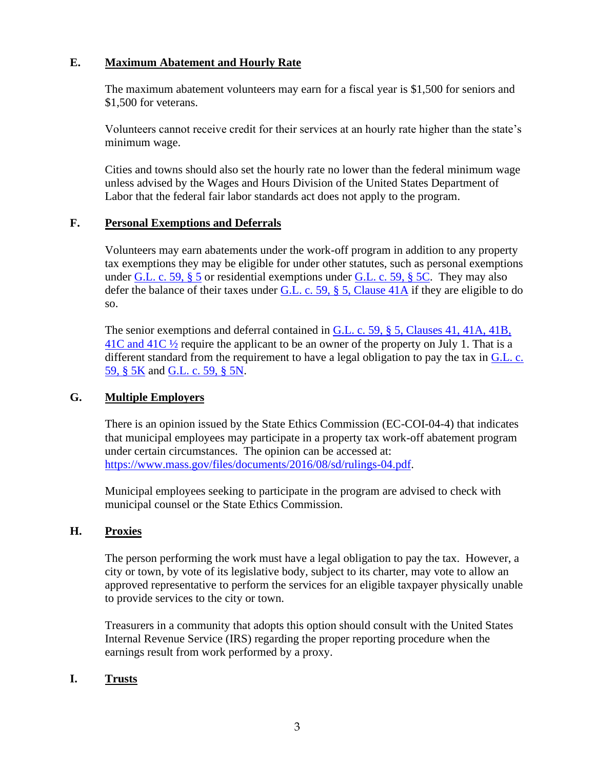## E. Maximum Abatement and Hourly Rate

The maximum abatement volunteers may earn for a fiscal year is $1,500 for seniors and $1,500 for veterans.

Volunteers cannot receive credit for their services at an hourly rate higher than the state's minimum wage.

Cities and towns should also set the hourly rate no lower than the federal minimum wage unless advised by the Wages and Hours Division of the United States Department of Labor that the federal fair labor standards act does not apply to the program.

## F. Personal Exemptions and Deferrals

Volunteers may earn abatements under the work-off program in addition to any property tax exemptions they may be eligible for under other statutes, such as personal exemptions under G.L. c. 59, § 5 or residential exemptions under G.L. c. 59, § 5C. They may also defer the balance of their taxes under G.L. c. 59, § 5, Clause 41A if they are eligible to do so.

The senior exemptions and deferral contained in G.L. c. 59, § 5, Clauses 41, 41A, 41B, 41C and 41C ½ require the applicant to be an owner of the property on July 1. That is a different standard from the requirement to have a legal obligation to pay the tax in G.L. c. 59, § 5K and G.L. c. 59, § 5N.

## G. Multiple Employers

There is an opinion issued by the State Ethics Commission (EC-COI-04-4) that indicates that municipal employees may participate in a property tax work-off abatement program under certain circumstances. The opinion can be accessed at: https://www.mass.gov/files/documents/2016/08/sd/rulings-04.pdf.

Municipal employees seeking to participate in the program are advised to check with municipal counsel or the State Ethics Commission.

## H. Proxies

The person performing the work must have a legal obligation to pay the tax. However, a city or town, by vote of its legislative body, subject to its charter, may vote to allow an approved representative to perform the services for an eligible taxpayer physically unable to provide services to the city or town.

Treasurers in a community that adopts this option should consult with the United States Internal Revenue Service (IRS) regarding the proper reporting procedure when the earnings result from work performed by a proxy.

## I. Trusts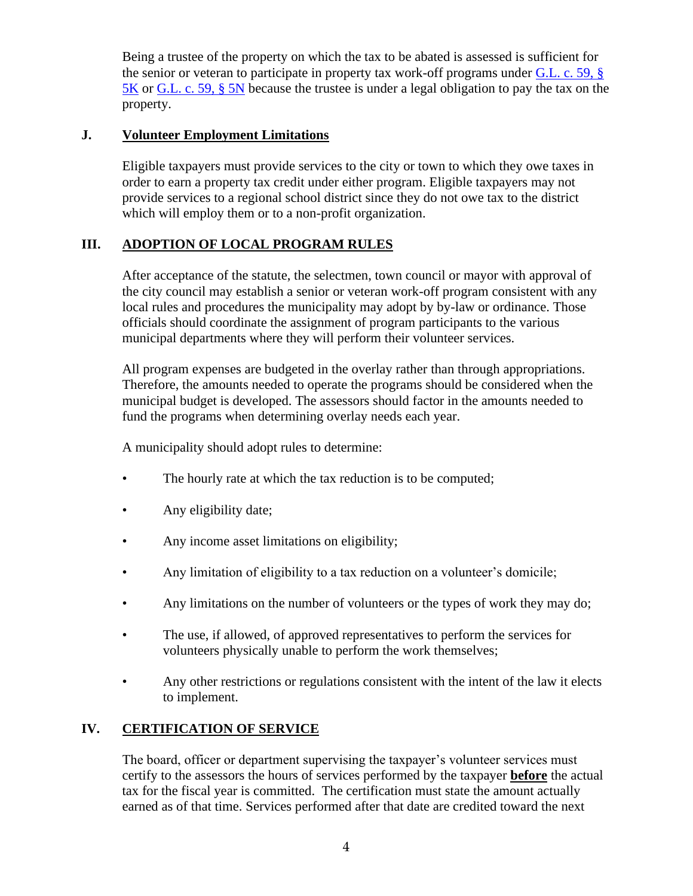Being a trustee of the property on which the tax to be abated is assessed is sufficient for the senior or veteran to participate in property tax work-off programs under [G.L. c. 59, § 5K](G.L. c. 59, § 5K) or [G.L. c. 59, § 5N](G.L. c. 59, § 5N) because the trustee is under a legal obligation to pay the tax on the property.

### J. Volunteer Employment Limitations

Eligible taxpayers must provide services to the city or town to which they owe taxes in order to earn a property tax credit under either program. Eligible taxpayers may not provide services to a regional school district since they do not owe tax to the district which will employ them or to a non-profit organization.

## III. ADOPTION OF LOCAL PROGRAM RULES

After acceptance of the statute, the selectmen, town council or mayor with approval of the city council may establish a senior or veteran work-off program consistent with any local rules and procedures the municipality may adopt by by-law or ordinance. Those officials should coordinate the assignment of program participants to the various municipal departments where they will perform their volunteer services.

All program expenses are budgeted in the overlay rather than through appropriations. Therefore, the amounts needed to operate the programs should be considered when the municipal budget is developed. The assessors should factor in the amounts needed to fund the programs when determining overlay needs each year.

A municipality should adopt rules to determine:

- The hourly rate at which the tax reduction is to be computed;
- Any eligibility date;
- Any income asset limitations on eligibility;
- Any limitation of eligibility to a tax reduction on a volunteer's domicile;
- Any limitations on the number of volunteers or the types of work they may do;
- The use, if allowed, of approved representatives to perform the services for volunteers physically unable to perform the work themselves;
- Any other restrictions or regulations consistent with the intent of the law it elects to implement.

## IV. CERTIFICATION OF SERVICE

The board, officer or department supervising the taxpayer's volunteer services must certify to the assessors the hours of services performed by the taxpayer **before** the actual tax for the fiscal year is committed. The certification must state the amount actually earned as of that time. Services performed after that date are credited toward the next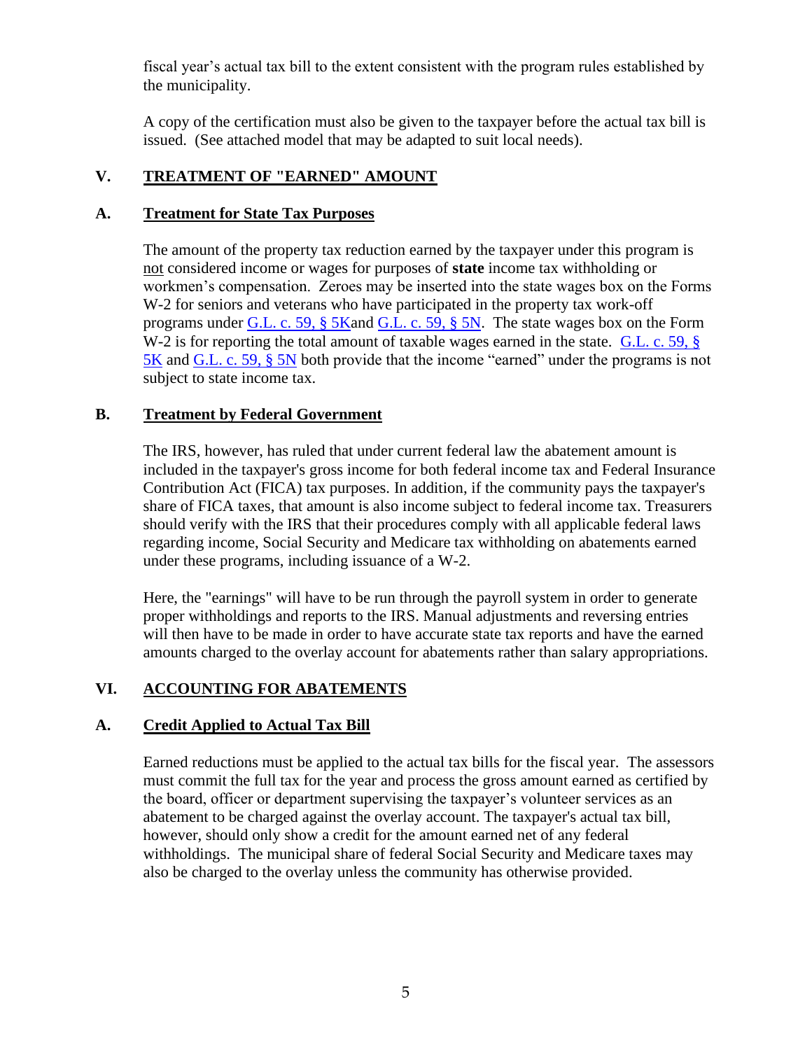fiscal year's actual tax bill to the extent consistent with the program rules established by the municipality.

A copy of the certification must also be given to the taxpayer before the actual tax bill is issued. (See attached model that may be adapted to suit local needs).

## V. TREATMENT OF "EARNED" AMOUNT

### A. Treatment for State Tax Purposes

The amount of the property tax reduction earned by the taxpayer under this program is not considered income or wages for purposes of **state** income tax withholding or workmen's compensation. Zeroes may be inserted into the state wages box on the Forms W-2 for seniors and veterans who have participated in the property tax work-off programs under G.L. c. 59, § 5Kand G.L. c. 59, § 5N. The state wages box on the Form W-2 is for reporting the total amount of taxable wages earned in the state. G.L. c. 59, § 5K and G.L. c. 59, § 5N both provide that the income "earned" under the programs is not subject to state income tax.

### B. Treatment by Federal Government

The IRS, however, has ruled that under current federal law the abatement amount is included in the taxpayer's gross income for both federal income tax and Federal Insurance Contribution Act (FICA) tax purposes. In addition, if the community pays the taxpayer's share of FICA taxes, that amount is also income subject to federal income tax. Treasurers should verify with the IRS that their procedures comply with all applicable federal laws regarding income, Social Security and Medicare tax withholding on abatements earned under these programs, including issuance of a W-2.

Here, the "earnings" will have to be run through the payroll system in order to generate proper withholdings and reports to the IRS. Manual adjustments and reversing entries will then have to be made in order to have accurate state tax reports and have the earned amounts charged to the overlay account for abatements rather than salary appropriations.

## VI. ACCOUNTING FOR ABATEMENTS

### A. Credit Applied to Actual Tax Bill

Earned reductions must be applied to the actual tax bills for the fiscal year. The assessors must commit the full tax for the year and process the gross amount earned as certified by the board, officer or department supervising the taxpayer's volunteer services as an abatement to be charged against the overlay account. The taxpayer's actual tax bill, however, should only show a credit for the amount earned net of any federal withholdings. The municipal share of federal Social Security and Medicare taxes may also be charged to the overlay unless the community has otherwise provided.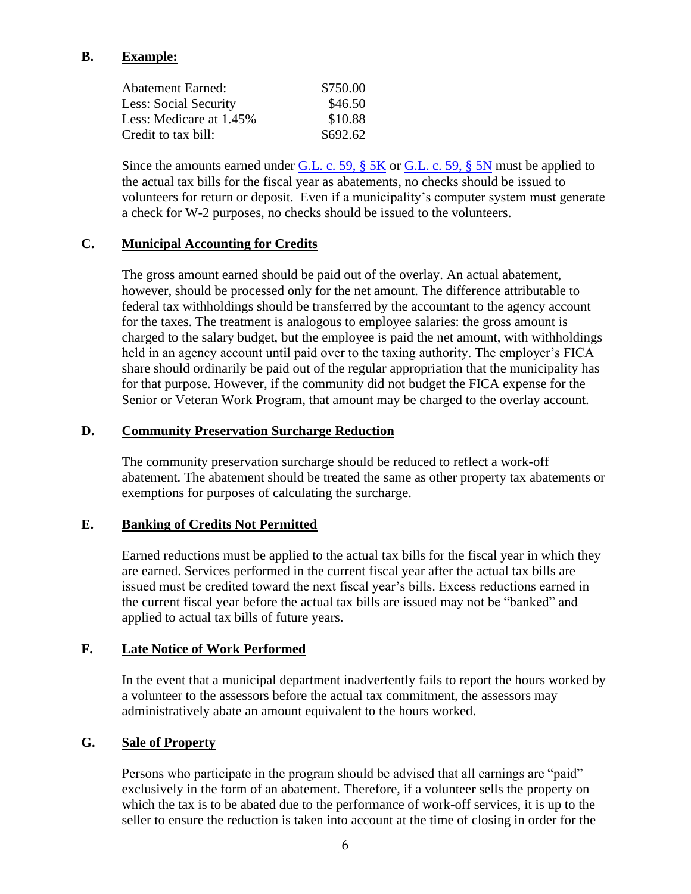## B. Example:

| | |
|---|---|
| Abatement Earned: | \$750.00 |
| Less: Social Security | \$46.50 |
| Less: Medicare at 1.45% | \$10.88 |
| Credit to tax bill: | \$692.62 |

Since the amounts earned under [G.L. c. 59, § 5K]() or [G.L. c. 59, § 5N]() must be applied to the actual tax bills for the fiscal year as abatements, no checks should be issued to volunteers for return or deposit. Even if a municipality's computer system must generate a check for W-2 purposes, no checks should be issued to the volunteers.

## C. Municipal Accounting for Credits

The gross amount earned should be paid out of the overlay. An actual abatement, however, should be processed only for the net amount. The difference attributable to federal tax withholdings should be transferred by the accountant to the agency account for the taxes. The treatment is analogous to employee salaries: the gross amount is charged to the salary budget, but the employee is paid the net amount, with withholdings held in an agency account until paid over to the taxing authority. The employer's FICA share should ordinarily be paid out of the regular appropriation that the municipality has for that purpose. However, if the community did not budget the FICA expense for the Senior or Veteran Work Program, that amount may be charged to the overlay account.

## D. Community Preservation Surcharge Reduction

The community preservation surcharge should be reduced to reflect a work-off abatement. The abatement should be treated the same as other property tax abatements or exemptions for purposes of calculating the surcharge.

## E. Banking of Credits Not Permitted

Earned reductions must be applied to the actual tax bills for the fiscal year in which they are earned. Services performed in the current fiscal year after the actual tax bills are issued must be credited toward the next fiscal year's bills. Excess reductions earned in the current fiscal year before the actual tax bills are issued may not be "banked" and applied to actual tax bills of future years.

## F. Late Notice of Work Performed

In the event that a municipal department inadvertently fails to report the hours worked by a volunteer to the assessors before the actual tax commitment, the assessors may administratively abate an amount equivalent to the hours worked.

## G. Sale of Property

Persons who participate in the program should be advised that all earnings are "paid" exclusively in the form of an abatement. Therefore, if a volunteer sells the property on which the tax is to be abated due to the performance of work-off services, it is up to the seller to ensure the reduction is taken into account at the time of closing in order for the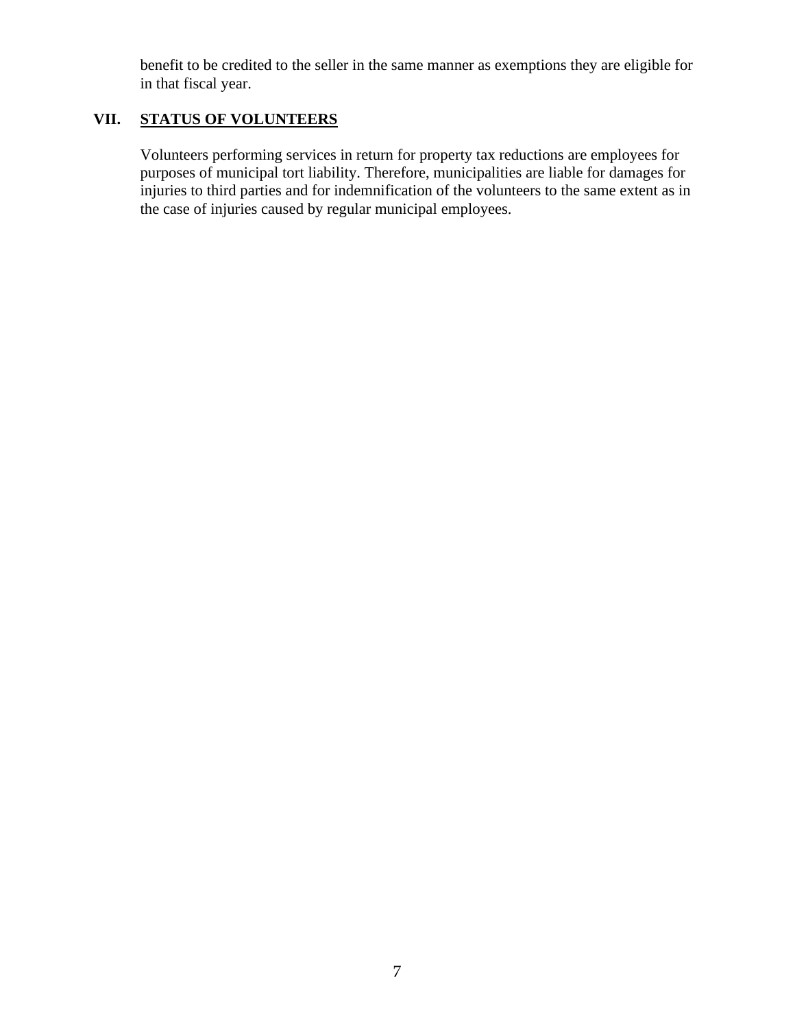benefit to be credited to the seller in the same manner as exemptions they are eligible for in that fiscal year.

## VII. STATUS OF VOLUNTEERS

Volunteers performing services in return for property tax reductions are employees for purposes of municipal tort liability. Therefore, municipalities are liable for damages for injuries to third parties and for indemnification of the volunteers to the same extent as in the case of injuries caused by regular municipal employees.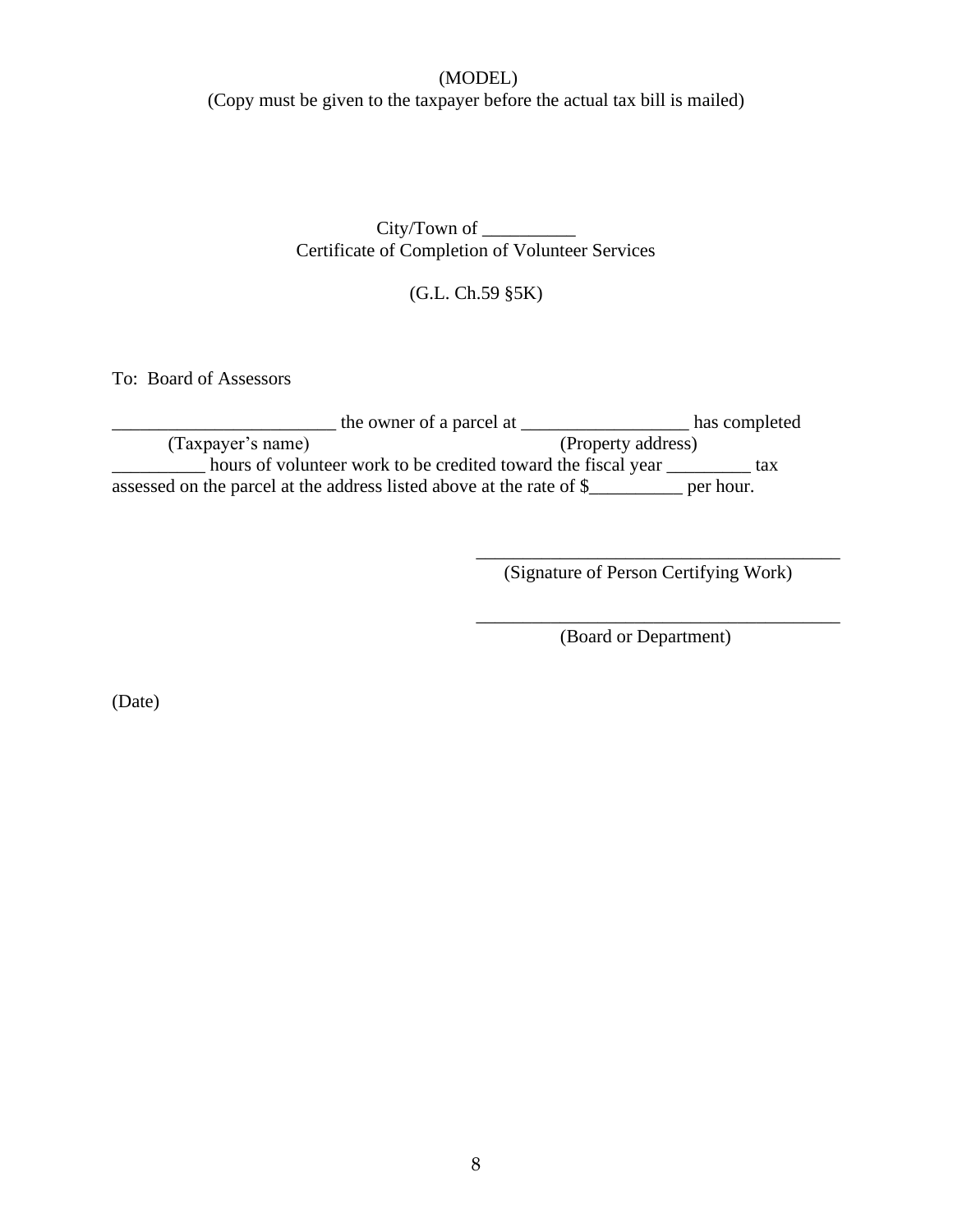(MODEL)

(Copy must be given to the taxpayer before the actual tax bill is mailed)

City/Town of __________

Certificate of Completion of Volunteer Services

(G.L. Ch.59 §5K)

To: Board of Assessors

_________________________ the owner of a parcel at __________________ has completed
(Taxpayer's name) (Property address)
__________ hours of volunteer work to be credited toward the fiscal year _________ tax assessed on the parcel at the address listed above at the rate of $__________ per hour.

________________________________________
(Signature of Person Certifying Work)

________________________________________
(Board or Department)

(Date)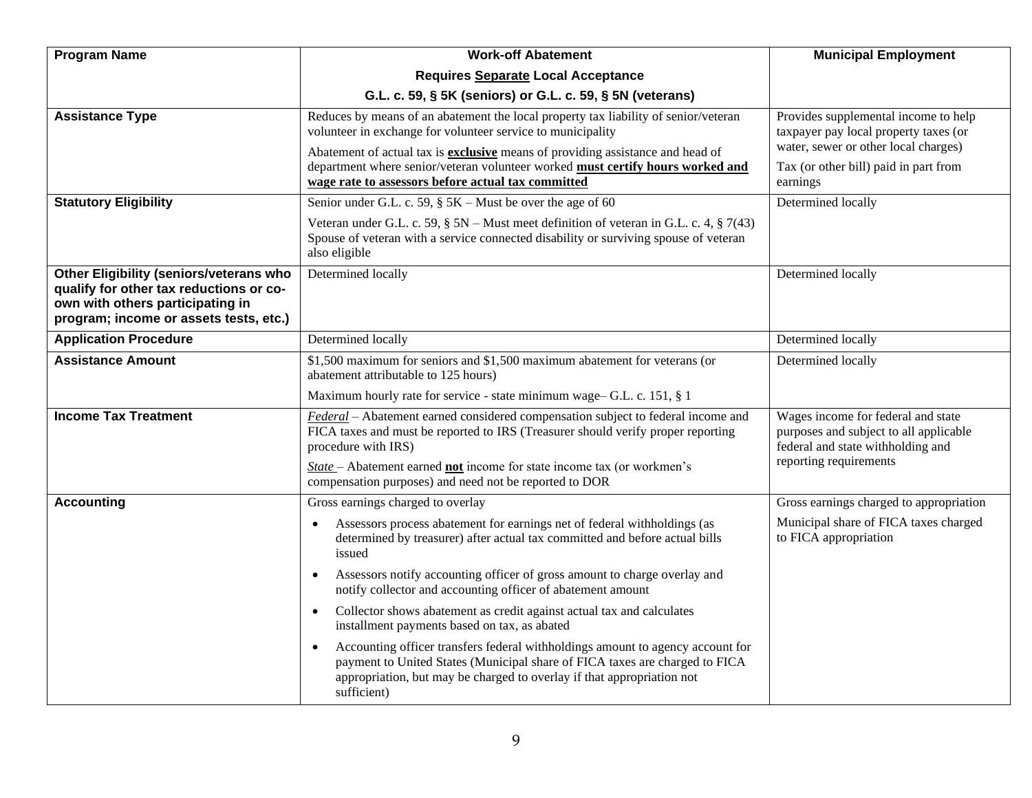| **Program Name** | **Work-off Abatement**<br>**Requires <u>Separate</u> Local Acceptance**<br>**G.L. c. 59, § 5K (seniors) or G.L. c. 59, § 5N (veterans)** | **Municipal Employment** |
|---|---|---|
| **Assistance Type** | Reduces by means of an abatement the local property tax liability of senior/veteran volunteer in exchange for volunteer service to municipality<br><br>Abatement of actual tax is **<u>exclusive</u>** means of providing assistance and head of department where senior/veteran volunteer worked **<u>must certify hours worked and wage rate to assessors before actual tax committed</u>** | Provides supplemental income to help taxpayer pay local property taxes (or water, sewer or other local charges)<br><br>Tax (or other bill) paid in part from earnings |
| **Statutory Eligibility** | Senior under G.L. c. 59, § 5K – Must be over the age of 60<br><br>Veteran under G.L. c. 59, § 5N – Must meet definition of veteran in G.L. c. 4, § 7(43) Spouse of veteran with a service connected disability or surviving spouse of veteran also eligible | Determined locally |
| **Other Eligibility (seniors/veterans who qualify for other tax reductions or co-own with others participating in program; income or assets tests, etc.)** | Determined locally | Determined locally |
| **Application Procedure** | Determined locally | Determined locally |
| **Assistance Amount** | $1,500 maximum for seniors and $1,500 maximum abatement for veterans (or abatement attributable to 125 hours)<br><br>Maximum hourly rate for service - state minimum wage– G.L. c. 151, § 1 | Determined locally |
| **Income Tax Treatment** | *<u>Federal</u>* – Abatement earned considered compensation subject to federal income and FICA taxes and must be reported to IRS (Treasurer should verify proper reporting procedure with IRS)<br><br>*<u>State</u>* – Abatement earned **<u>not</u>** income for state income tax (or workmen's compensation purposes) and need not be reported to DOR | Wages income for federal and state purposes and subject to all applicable federal and state withholding and reporting requirements |
| **Accounting** | Gross earnings charged to overlay<br><br>• Assessors process abatement for earnings net of federal withholdings (as determined by treasurer) after actual tax committed and before actual bills issued<br>• Assessors notify accounting officer of gross amount to charge overlay and notify collector and accounting officer of abatement amount<br>• Collector shows abatement as credit against actual tax and calculates installment payments based on tax, as abated<br>• Accounting officer transfers federal withholdings amount to agency account for payment to United States (Municipal share of FICA taxes are charged to FICA appropriation, but may be charged to overlay if that appropriation not sufficient) | Gross earnings charged to appropriation<br><br>Municipal share of FICA taxes charged to FICA appropriation |